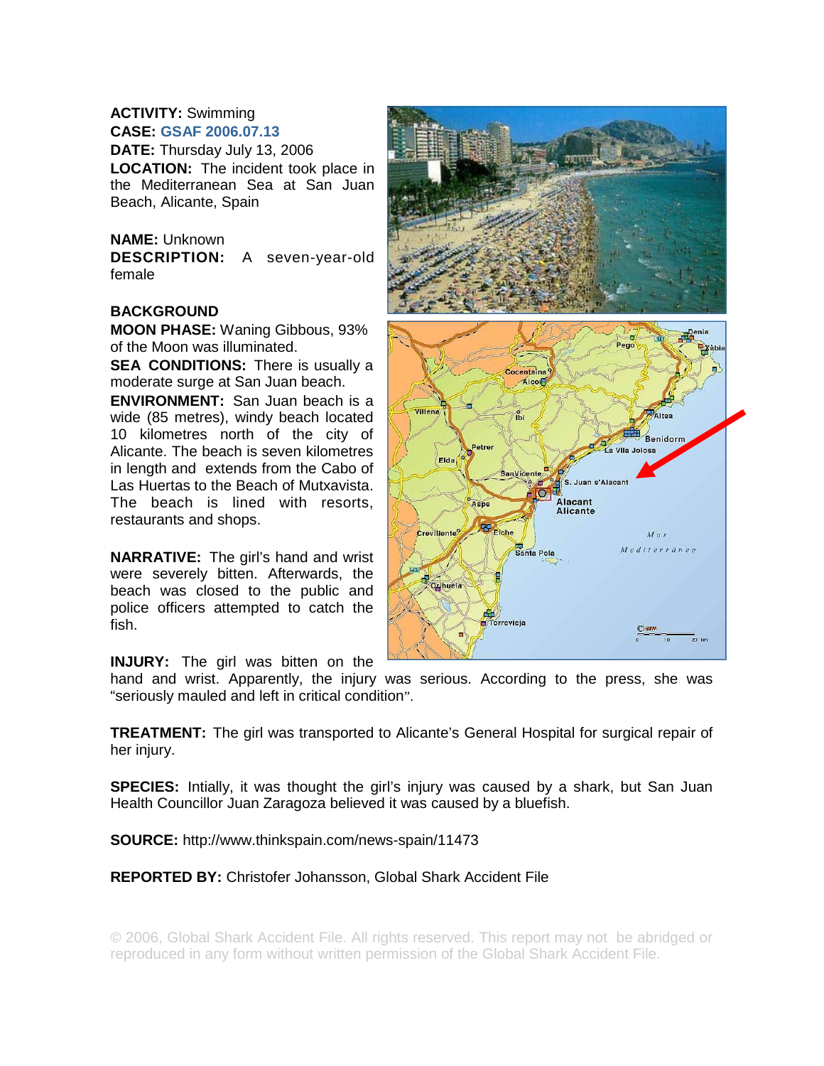**ACTIVITY:** Swimming
**CASE:** GSAF 2006.07.13
**DATE:** Thursday July 13, 2006
**LOCATION:** The incident took place in the Mediterranean Sea at San Juan Beach, Alicante, Spain

**NAME:** Unknown
**DESCRIPTION:** A seven-year-old female

**BACKGROUND**
**MOON PHASE:** Waning Gibbous, 93% of the Moon was illuminated.
**SEA CONDITIONS:** There is usually a moderate surge at San Juan beach.
**ENVIRONMENT:** San Juan beach is a wide (85 metres), windy beach located 10 kilometres north of the city of Alicante. The beach is seven kilometres in length and extends from the Cabo of Las Huertas to the Beach of Mutxavista. The beach is lined with resorts, restaurants and shops.

**NARRATIVE:** The girl's hand and wrist were severely bitten. Afterwards, the beach was closed to the public and police officers attempted to catch the fish.

**INJURY:** The girl was bitten on the hand and wrist. Apparently, the injury was serious. According to the press, she was "seriously mauled and left in critical condition".

**TREATMENT:** The girl was transported to Alicante's General Hospital for surgical repair of her injury.

**SPECIES:** Intially, it was thought the girl's injury was caused by a shark, but San Juan Health Councillor Juan Zaragoza believed it was caused by a bluefish.

**SOURCE:** http://www.thinkspain.com/news-spain/11473

**REPORTED BY:** Christofer Johansson, Global Shark Accident File

© 2006, Global Shark Accident File. All rights reserved. This report may not be abridged or reproduced in any form without written permission of the Global Shark Accident File.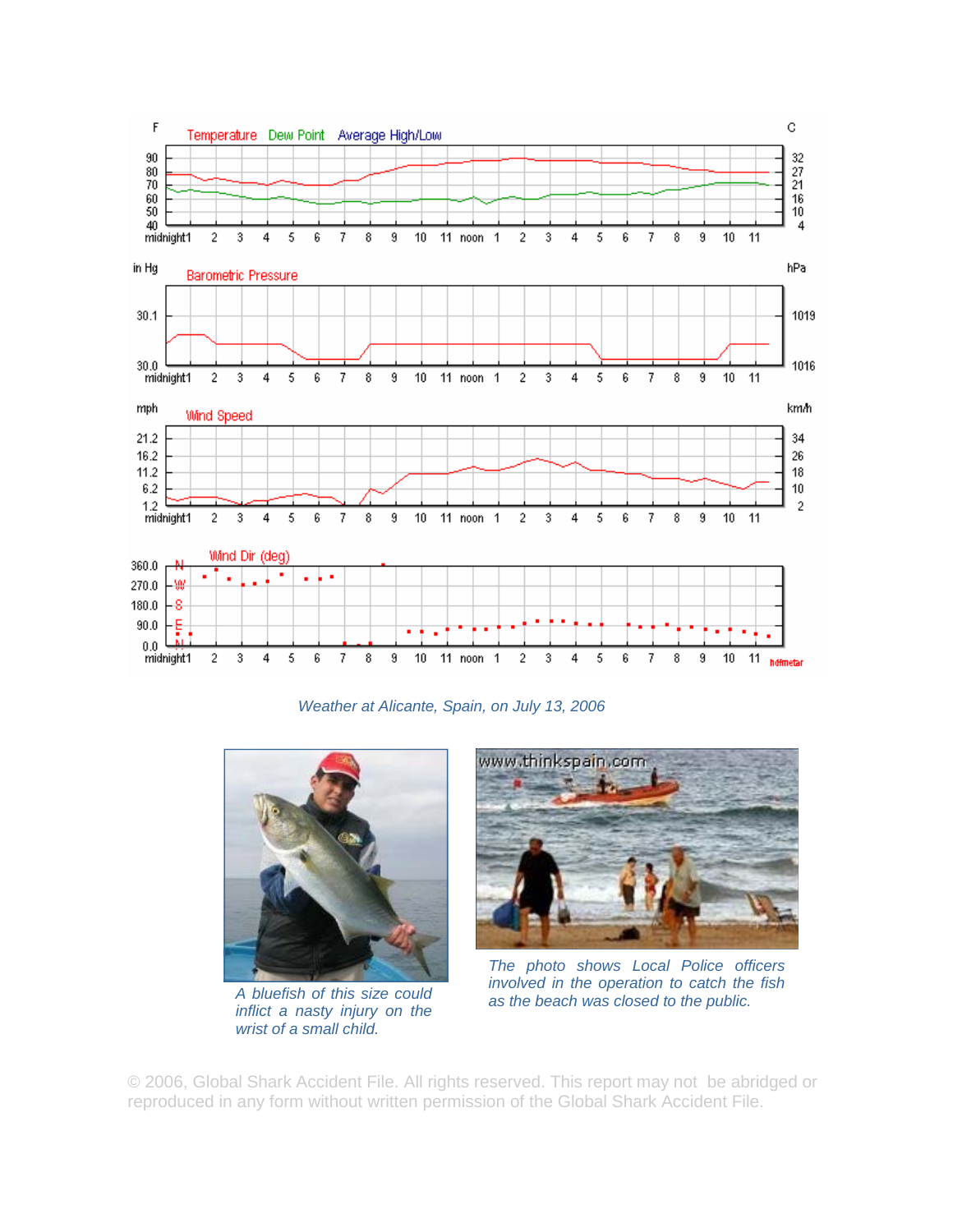Weather at Alicante, Spain, on July 13, 2006

A bluefish of this size could inflict a nasty injury on the wrist of a small child.

The photo shows Local Police officers involved in the operation to catch the fish as the beach was closed to the public.

© 2006, Global Shark Accident File. All rights reserved. This report may not be abridged or reproduced in any form without written permission of the Global Shark Accident File.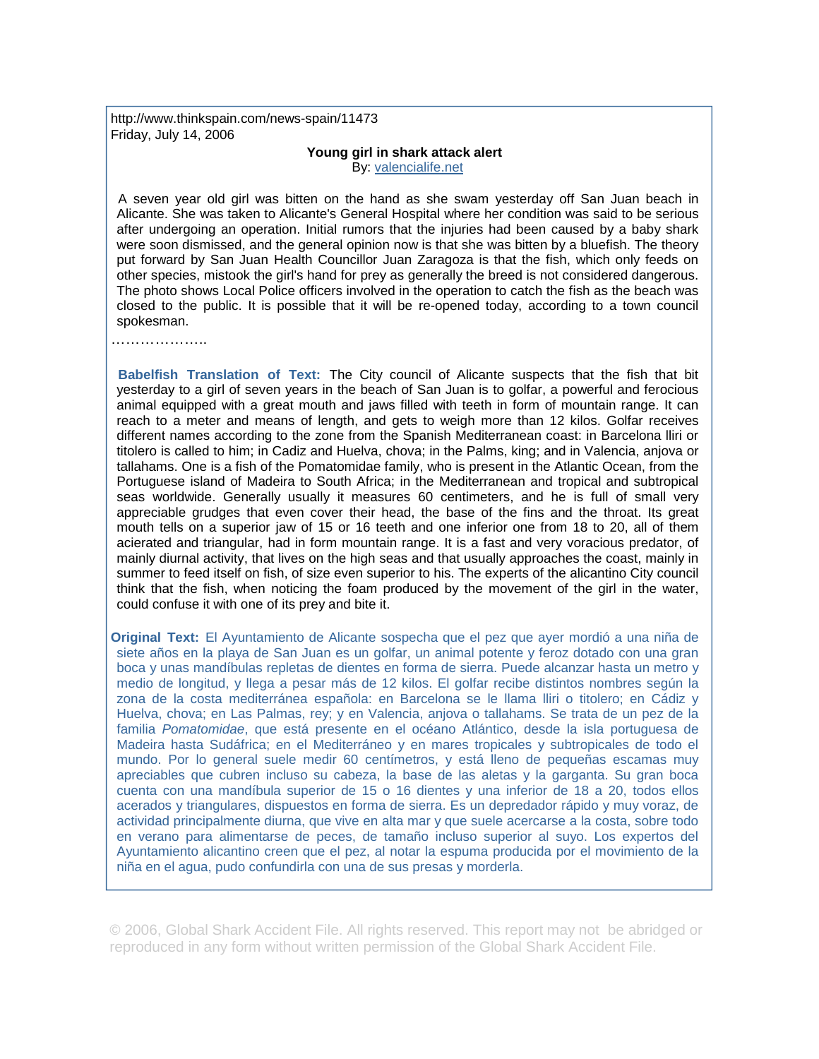http://www.thinkspain.com/news-spain/11473
Friday, July 14, 2006

**Young girl in shark attack alert**

By: valencialife.net

A seven year old girl was bitten on the hand as she swam yesterday off San Juan beach in Alicante. She was taken to Alicante's General Hospital where her condition was said to be serious after undergoing an operation. Initial rumors that the injuries had been caused by a baby shark were soon dismissed, and the general opinion now is that she was bitten by a bluefish. The theory put forward by San Juan Health Councillor Juan Zaragoza is that the fish, which only feeds on other species, mistook the girl's hand for prey as generally the breed is not considered dangerous. The photo shows Local Police officers involved in the operation to catch the fish as the beach was closed to the public. It is possible that it will be re-opened today, according to a town council spokesman.

………………..

**Babelfish Translation of Text:** The City council of Alicante suspects that the fish that bit yesterday to a girl of seven years in the beach of San Juan is to golfar, a powerful and ferocious animal equipped with a great mouth and jaws filled with teeth in form of mountain range. It can reach to a meter and means of length, and gets to weigh more than 12 kilos. Golfar receives different names according to the zone from the Spanish Mediterranean coast: in Barcelona lliri or titolero is called to him; in Cadiz and Huelva, chova; in the Palms, king; and in Valencia, anjova or tallahams. One is a fish of the Pomatomidae family, who is present in the Atlantic Ocean, from the Portuguese island of Madeira to South Africa; in the Mediterranean and tropical and subtropical seas worldwide. Generally usually it measures 60 centimeters, and he is full of small very appreciable grudges that even cover their head, the base of the fins and the throat. Its great mouth tells on a superior jaw of 15 or 16 teeth and one inferior one from 18 to 20, all of them acierated and triangular, had in form mountain range. It is a fast and very voracious predator, of mainly diurnal activity, that lives on the high seas and that usually approaches the coast, mainly in summer to feed itself on fish, of size even superior to his. The experts of the alicantino City council think that the fish, when noticing the foam produced by the movement of the girl in the water, could confuse it with one of its prey and bite it.

**Original Text:** El Ayuntamiento de Alicante sospecha que el pez que ayer mordió a una niña de siete años en la playa de San Juan es un golfar, un animal potente y feroz dotado con una gran boca y unas mandíbulas repletas de dientes en forma de sierra. Puede alcanzar hasta un metro y medio de longitud, y llega a pesar más de 12 kilos. El golfar recibe distintos nombres según la zona de la costa mediterránea española: en Barcelona se le llama lliri o titolero; en Cádiz y Huelva, chova; en Las Palmas, rey; y en Valencia, anjova o tallahams. Se trata de un pez de la familia *Pomatomidae*, que está presente en el océano Atlántico, desde la isla portuguesa de Madeira hasta Sudáfrica; en el Mediterráneo y en mares tropicales y subtropicales de todo el mundo. Por lo general suele medir 60 centímetros, y está lleno de pequeñas escamas muy apreciables que cubren incluso su cabeza, la base de las aletas y la garganta. Su gran boca cuenta con una mandíbula superior de 15 o 16 dientes y una inferior de 18 a 20, todos ellos acerados y triangulares, dispuestos en forma de sierra. Es un depredador rápido y muy voraz, de actividad principalmente diurna, que vive en alta mar y que suele acercarse a la costa, sobre todo en verano para alimentarse de peces, de tamaño incluso superior al suyo. Los expertos del Ayuntamiento alicantino creen que el pez, al notar la espuma producida por el movimiento de la niña en el agua, pudo confundirla con una de sus presas y morderla.

© 2006, Global Shark Accident File. All rights reserved. This report may not be abridged or reproduced in any form without written permission of the Global Shark Accident File.